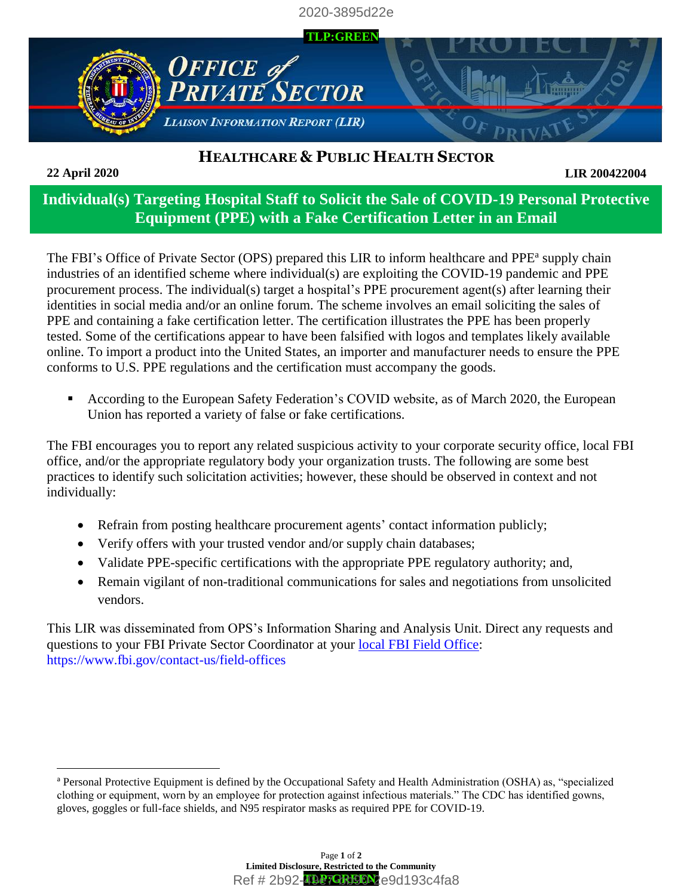TLP:GREEN

# Office of Private Sector

*Liaison Information Report (LIR)*

## Healthcare & Public Health Sector

**22 April 2020** **LIR 200422004**

## Individual(s) Targeting Hospital Staff to Solicit the Sale of COVID-19 Personal Protective Equipment (PPE) with a Fake Certification Letter in an Email

The FBI's Office of Private Sector (OPS) prepared this LIR to inform healthcare and PPE[a] supply chain industries of an identified scheme where individual(s) are exploiting the COVID-19 pandemic and PPE procurement process. The individual(s) target a hospital's PPE procurement agent(s) after learning their identities in social media and/or an online forum. The scheme involves an email soliciting the sales of PPE and containing a fake certification letter. The certification illustrates the PPE has been properly tested. Some of the certifications appear to have been falsified with logos and templates likely available online. To import a product into the United States, an importer and manufacturer needs to ensure the PPE conforms to U.S. PPE regulations and the certification must accompany the goods.

- According to the European Safety Federation's COVID website, as of March 2020, the European Union has reported a variety of false or fake certifications.

The FBI encourages you to report any related suspicious activity to your corporate security office, local FBI office, and/or the appropriate regulatory body your organization trusts. The following are some best practices to identify such solicitation activities; however, these should be observed in context and not individually:

- Refrain from posting healthcare procurement agents' contact information publicly;
- Verify offers with your trusted vendor and/or supply chain databases;
- Validate PPE-specific certifications with the appropriate PPE regulatory authority; and,
- Remain vigilant of non-traditional communications for sales and negotiations from unsolicited vendors.

This LIR was disseminated from OPS's Information Sharing and Analysis Unit. Direct any requests and questions to your FBI Private Sector Coordinator at your local FBI Field Office: https://www.fbi.gov/contact-us/field-offices

[a] Personal Protective Equipment is defined by the Occupational Safety and Health Administration (OSHA) as, "specialized clothing or equipment, worn by an employee for protection against infectious materials." The CDC has identified gowns, gloves, goggles or full-face shields, and N95 respirator masks as required PPE for COVID-19.

**Limited Disclosure, Restricted to the Community**

TLP:GREEN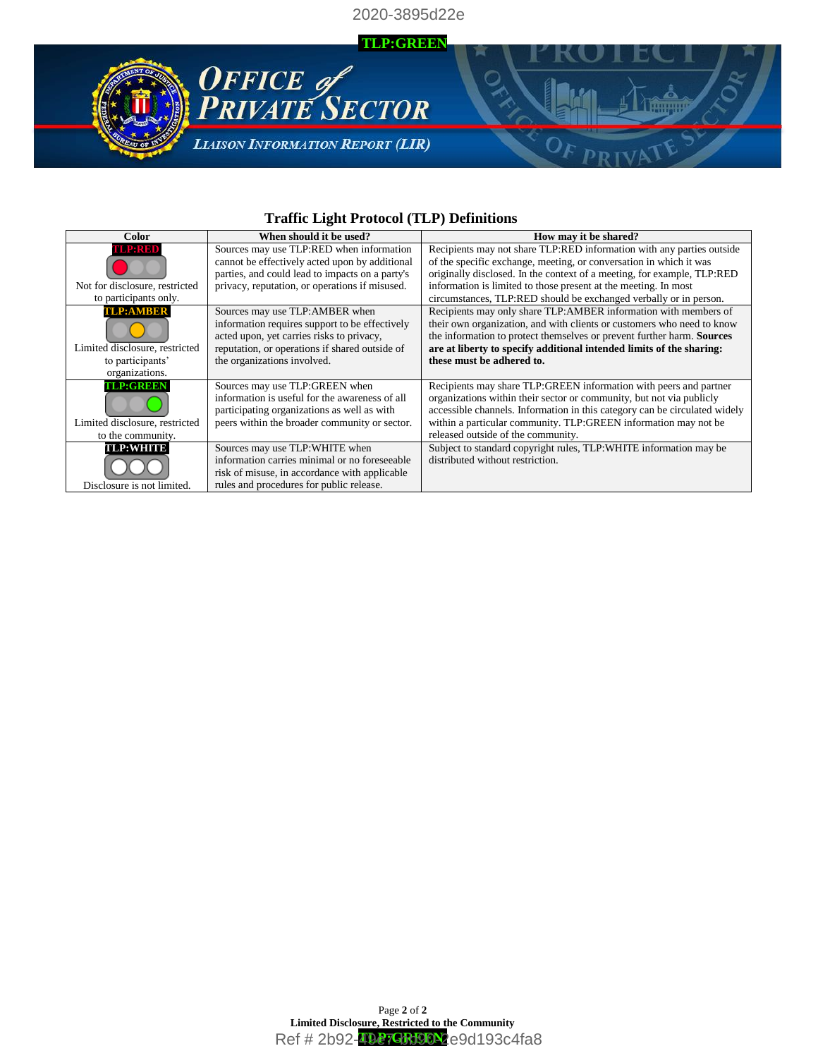## Traffic Light Protocol (TLP) Definitions

| Color | When should it be used? | How may it be shared? |
|---|---|---|
| TLP:RED<br>Not for disclosure, restricted to participants only. | Sources may use TLP:RED when information cannot be effectively acted upon by additional parties, and could lead to impacts on a party's privacy, reputation, or operations if misused. | Recipients may not share TLP:RED information with any parties outside of the specific exchange, meeting, or conversation in which it was originally disclosed. In the context of a meeting, for example, TLP:RED information is limited to those present at the meeting. In most circumstances, TLP:RED should be exchanged verbally or in person. |
| TLP:AMBER<br>Limited disclosure, restricted to participants' organizations. | Sources may use TLP:AMBER when information requires support to be effectively acted upon, yet carries risks to privacy, reputation, or operations if shared outside of the organizations involved. | Recipients may only share TLP:AMBER information with members of their own organization, and with clients or customers who need to know the information to protect themselves or prevent further harm. **Sources are at liberty to specify additional intended limits of the sharing: these must be adhered to.** |
| TLP:GREEN<br>Limited disclosure, restricted to the community. | Sources may use TLP:GREEN when information is useful for the awareness of all participating organizations as well as with peers within the broader community or sector. | Recipients may share TLP:GREEN information with peers and partner organizations within their sector or community, but not via publicly accessible channels. Information in this category can be circulated widely within a particular community. TLP:GREEN information may not be released outside of the community. |
| TLP:WHITE<br>Disclosure is not limited. | Sources may use TLP:WHITE when information carries minimal or no foreseeable risk of misuse, in accordance with applicable rules and procedures for public release. | Subject to standard copyright rules, TLP:WHITE information may be distributed without restriction. |